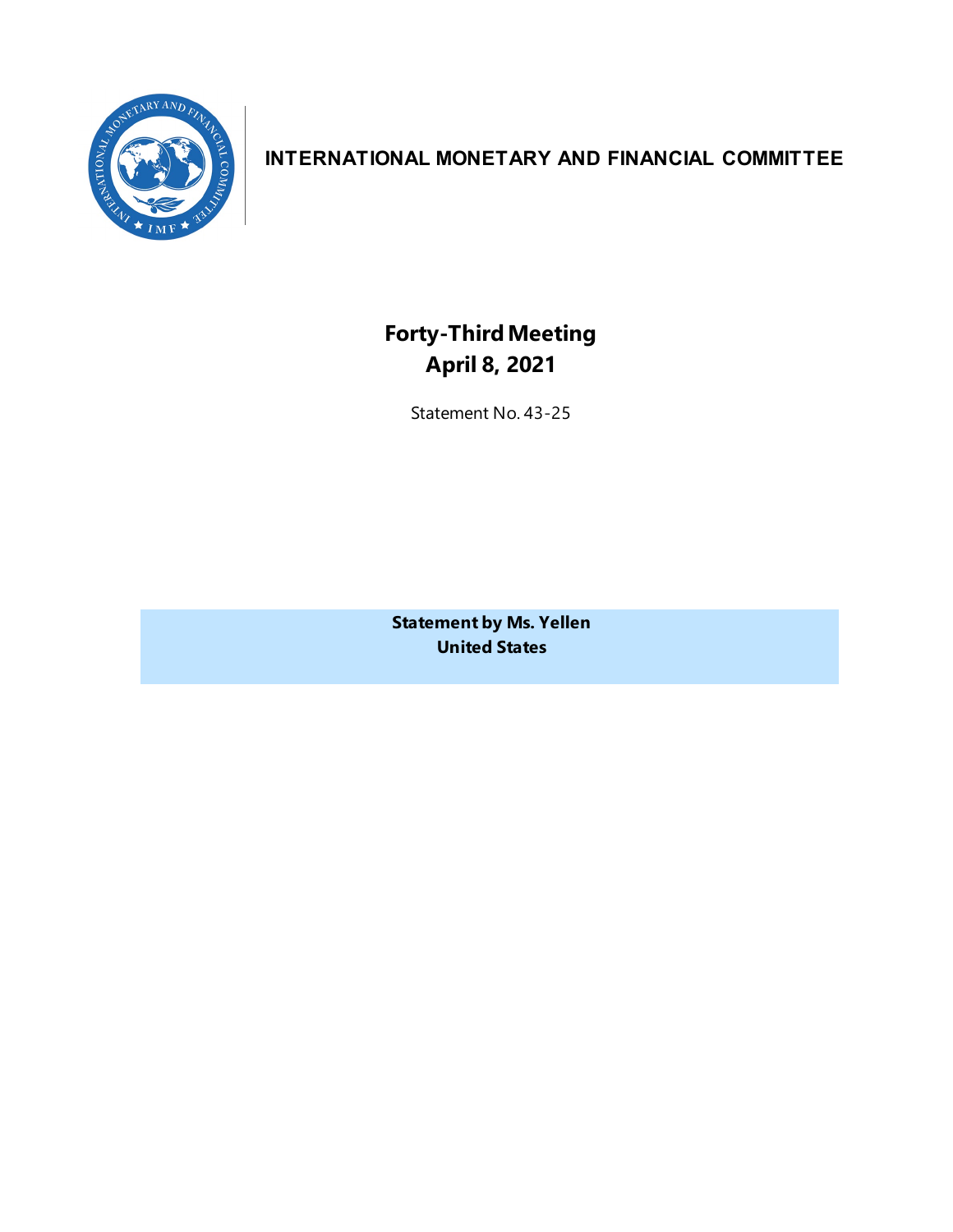# INTERNATIONAL MONETARY AND FINANCIAL COMMITTEE

## Forty-Third Meeting
## April 8, 2021

Statement No. 43-25

**Statement by Ms. Yellen**
**United States**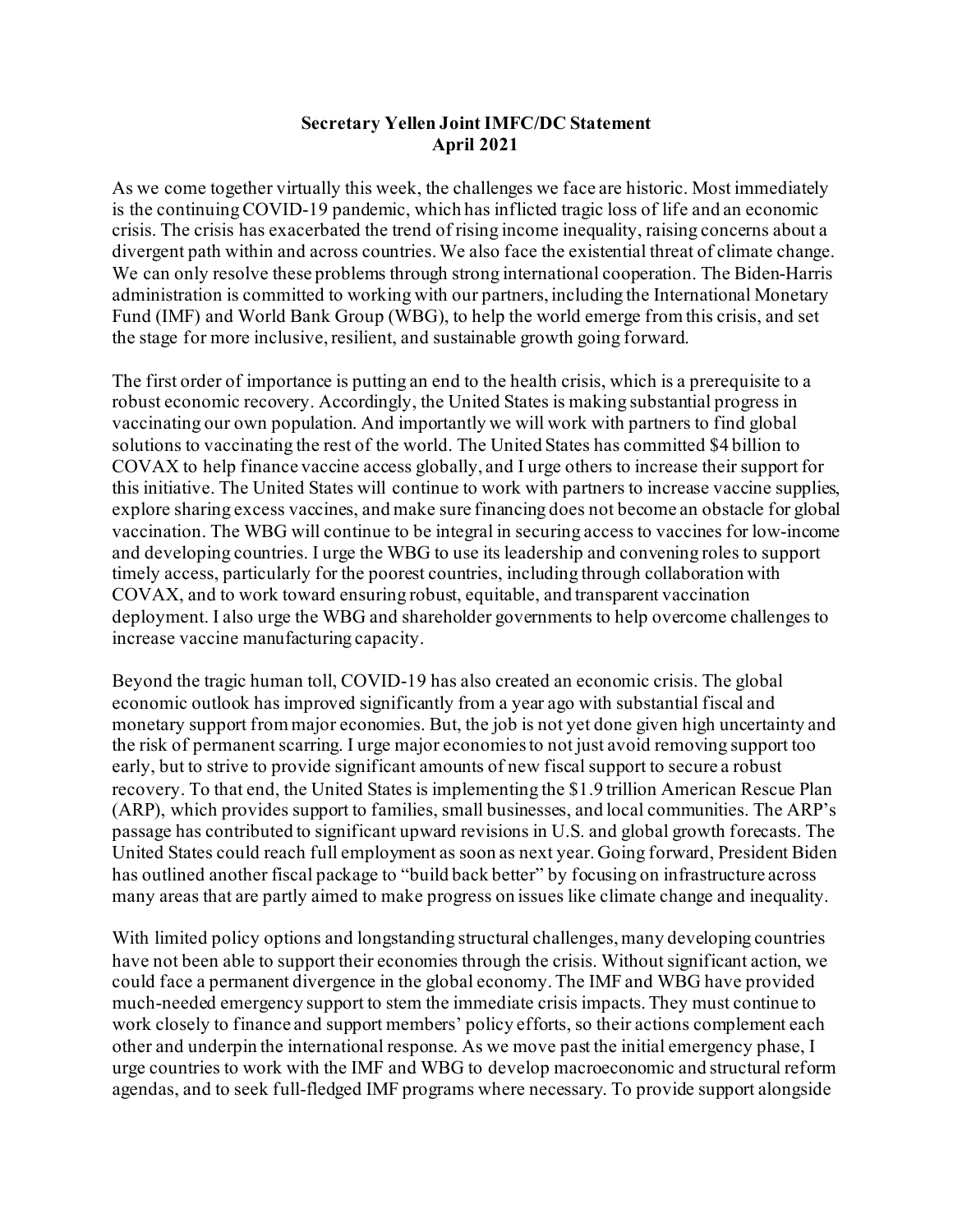**Secretary Yellen Joint IMFC/DC Statement**
**April 2021**

As we come together virtually this week, the challenges we face are historic. Most immediately is the continuing COVID-19 pandemic, which has inflicted tragic loss of life and an economic crisis. The crisis has exacerbated the trend of rising income inequality, raising concerns about a divergent path within and across countries. We also face the existential threat of climate change. We can only resolve these problems through strong international cooperation. The Biden-Harris administration is committed to working with our partners, including the International Monetary Fund (IMF) and World Bank Group (WBG), to help the world emerge from this crisis, and set the stage for more inclusive, resilient, and sustainable growth going forward.

The first order of importance is putting an end to the health crisis, which is a prerequisite to a robust economic recovery. Accordingly, the United States is making substantial progress in vaccinating our own population. And importantly we will work with partners to find global solutions to vaccinating the rest of the world. The United States has committed $4 billion to COVAX to help finance vaccine access globally, and I urge others to increase their support for this initiative. The United States will continue to work with partners to increase vaccine supplies, explore sharing excess vaccines, and make sure financing does not become an obstacle for global vaccination. The WBG will continue to be integral in securing access to vaccines for low-income and developing countries. I urge the WBG to use its leadership and convening roles to support timely access, particularly for the poorest countries, including through collaboration with COVAX, and to work toward ensuring robust, equitable, and transparent vaccination deployment. I also urge the WBG and shareholder governments to help overcome challenges to increase vaccine manufacturing capacity.

Beyond the tragic human toll, COVID-19 has also created an economic crisis. The global economic outlook has improved significantly from a year ago with substantial fiscal and monetary support from major economies. But, the job is not yet done given high uncertainty and the risk of permanent scarring. I urge major economies to not just avoid removing support too early, but to strive to provide significant amounts of new fiscal support to secure a robust recovery. To that end, the United States is implementing the $1.9 trillion American Rescue Plan (ARP), which provides support to families, small businesses, and local communities. The ARP's passage has contributed to significant upward revisions in U.S. and global growth forecasts. The United States could reach full employment as soon as next year. Going forward, President Biden has outlined another fiscal package to "build back better" by focusing on infrastructure across many areas that are partly aimed to make progress on issues like climate change and inequality.

With limited policy options and longstanding structural challenges, many developing countries have not been able to support their economies through the crisis. Without significant action, we could face a permanent divergence in the global economy. The IMF and WBG have provided much-needed emergency support to stem the immediate crisis impacts. They must continue to work closely to finance and support members' policy efforts, so their actions complement each other and underpin the international response. As we move past the initial emergency phase, I urge countries to work with the IMF and WBG to develop macroeconomic and structural reform agendas, and to seek full-fledged IMF programs where necessary. To provide support alongside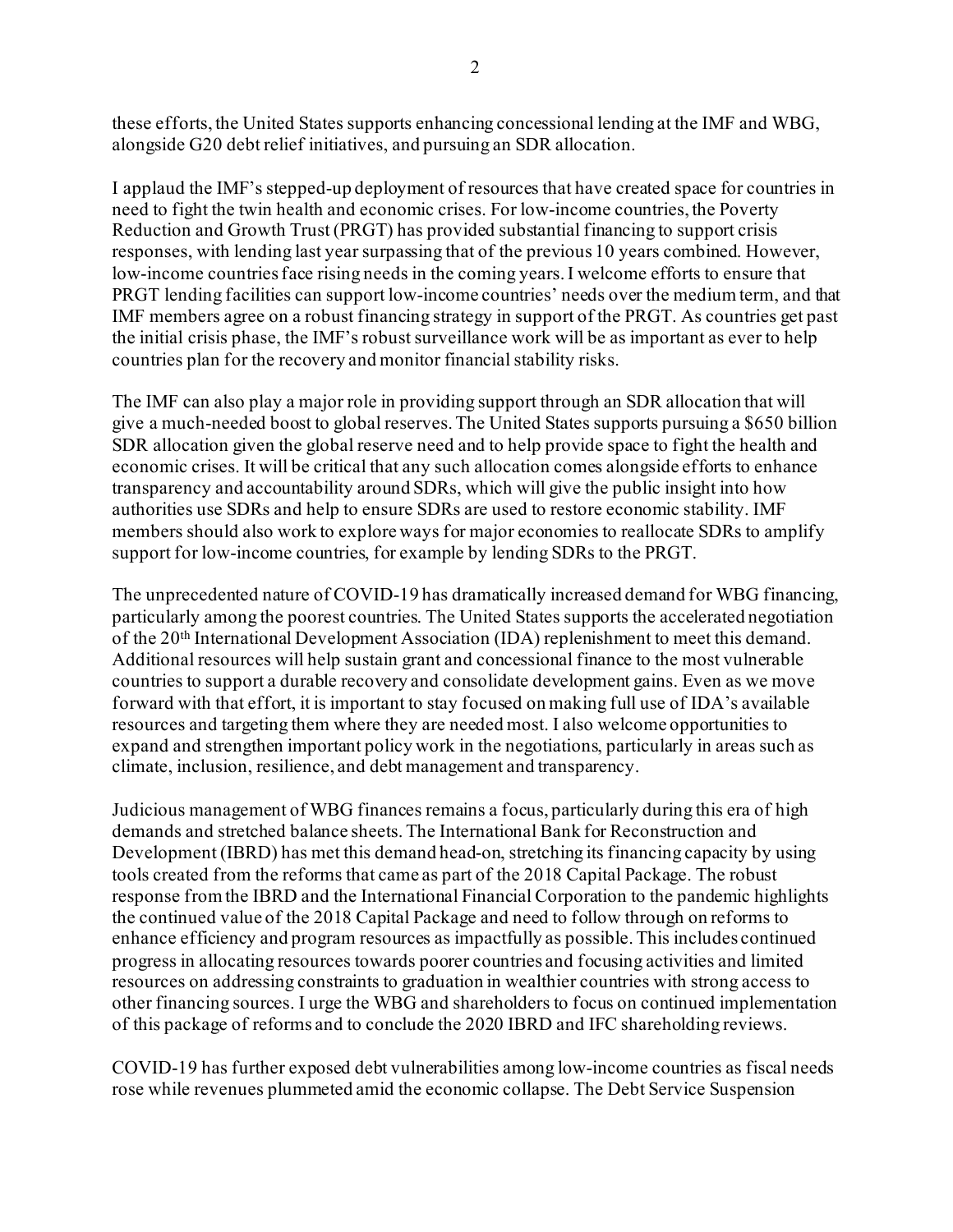these efforts, the United States supports enhancing concessional lending at the IMF and WBG, alongside G20 debt relief initiatives, and pursuing an SDR allocation.

I applaud the IMF's stepped-up deployment of resources that have created space for countries in need to fight the twin health and economic crises. For low-income countries, the Poverty Reduction and Growth Trust (PRGT) has provided substantial financing to support crisis responses, with lending last year surpassing that of the previous 10 years combined. However, low-income countries face rising needs in the coming years. I welcome efforts to ensure that PRGT lending facilities can support low-income countries' needs over the medium term, and that IMF members agree on a robust financing strategy in support of the PRGT. As countries get past the initial crisis phase, the IMF's robust surveillance work will be as important as ever to help countries plan for the recovery and monitor financial stability risks.

The IMF can also play a major role in providing support through an SDR allocation that will give a much-needed boost to global reserves. The United States supports pursuing a $650 billion SDR allocation given the global reserve need and to help provide space to fight the health and economic crises. It will be critical that any such allocation comes alongside efforts to enhance transparency and accountability around SDRs, which will give the public insight into how authorities use SDRs and help to ensure SDRs are used to restore economic stability. IMF members should also work to explore ways for major economies to reallocate SDRs to amplify support for low-income countries, for example by lending SDRs to the PRGT.

The unprecedented nature of COVID-19 has dramatically increased demand for WBG financing, particularly among the poorest countries. The United States supports the accelerated negotiation of the 20th International Development Association (IDA) replenishment to meet this demand. Additional resources will help sustain grant and concessional finance to the most vulnerable countries to support a durable recovery and consolidate development gains. Even as we move forward with that effort, it is important to stay focused on making full use of IDA's available resources and targeting them where they are needed most. I also welcome opportunities to expand and strengthen important policy work in the negotiations, particularly in areas such as climate, inclusion, resilience, and debt management and transparency.

Judicious management of WBG finances remains a focus, particularly during this era of high demands and stretched balance sheets. The International Bank for Reconstruction and Development (IBRD) has met this demand head-on, stretching its financing capacity by using tools created from the reforms that came as part of the 2018 Capital Package. The robust response from the IBRD and the International Financial Corporation to the pandemic highlights the continued value of the 2018 Capital Package and need to follow through on reforms to enhance efficiency and program resources as impactfully as possible. This includes continued progress in allocating resources towards poorer countries and focusing activities and limited resources on addressing constraints to graduation in wealthier countries with strong access to other financing sources. I urge the WBG and shareholders to focus on continued implementation of this package of reforms and to conclude the 2020 IBRD and IFC shareholding reviews.

COVID-19 has further exposed debt vulnerabilities among low-income countries as fiscal needs rose while revenues plummeted amid the economic collapse. The Debt Service Suspension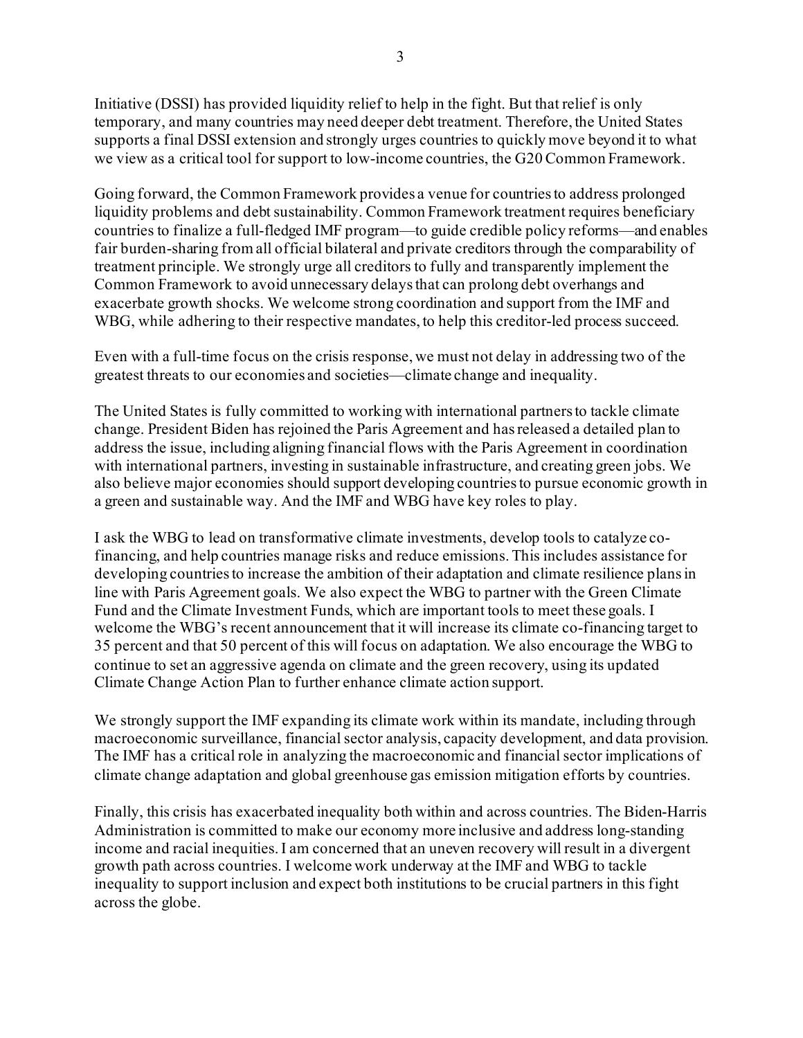Initiative (DSSI) has provided liquidity relief to help in the fight. But that relief is only temporary, and many countries may need deeper debt treatment. Therefore, the United States supports a final DSSI extension and strongly urges countries to quickly move beyond it to what we view as a critical tool for support to low-income countries, the G20 Common Framework.

Going forward, the Common Framework provides a venue for countries to address prolonged liquidity problems and debt sustainability. Common Framework treatment requires beneficiary countries to finalize a full-fledged IMF program—to guide credible policy reforms—and enables fair burden-sharing from all official bilateral and private creditors through the comparability of treatment principle. We strongly urge all creditors to fully and transparently implement the Common Framework to avoid unnecessary delays that can prolong debt overhangs and exacerbate growth shocks. We welcome strong coordination and support from the IMF and WBG, while adhering to their respective mandates, to help this creditor-led process succeed.

Even with a full-time focus on the crisis response, we must not delay in addressing two of the greatest threats to our economies and societies—climate change and inequality.

The United States is fully committed to working with international partners to tackle climate change. President Biden has rejoined the Paris Agreement and has released a detailed plan to address the issue, including aligning financial flows with the Paris Agreement in coordination with international partners, investing in sustainable infrastructure, and creating green jobs. We also believe major economies should support developing countries to pursue economic growth in a green and sustainable way. And the IMF and WBG have key roles to play.

I ask the WBG to lead on transformative climate investments, develop tools to catalyze co-financing, and help countries manage risks and reduce emissions. This includes assistance for developing countries to increase the ambition of their adaptation and climate resilience plans in line with Paris Agreement goals. We also expect the WBG to partner with the Green Climate Fund and the Climate Investment Funds, which are important tools to meet these goals. I welcome the WBG's recent announcement that it will increase its climate co-financing target to 35 percent and that 50 percent of this will focus on adaptation. We also encourage the WBG to continue to set an aggressive agenda on climate and the green recovery, using its updated Climate Change Action Plan to further enhance climate action support.

We strongly support the IMF expanding its climate work within its mandate, including through macroeconomic surveillance, financial sector analysis, capacity development, and data provision. The IMF has a critical role in analyzing the macroeconomic and financial sector implications of climate change adaptation and global greenhouse gas emission mitigation efforts by countries.

Finally, this crisis has exacerbated inequality both within and across countries. The Biden-Harris Administration is committed to make our economy more inclusive and address long-standing income and racial inequities. I am concerned that an uneven recovery will result in a divergent growth path across countries. I welcome work underway at the IMF and WBG to tackle inequality to support inclusion and expect both institutions to be crucial partners in this fight across the globe.